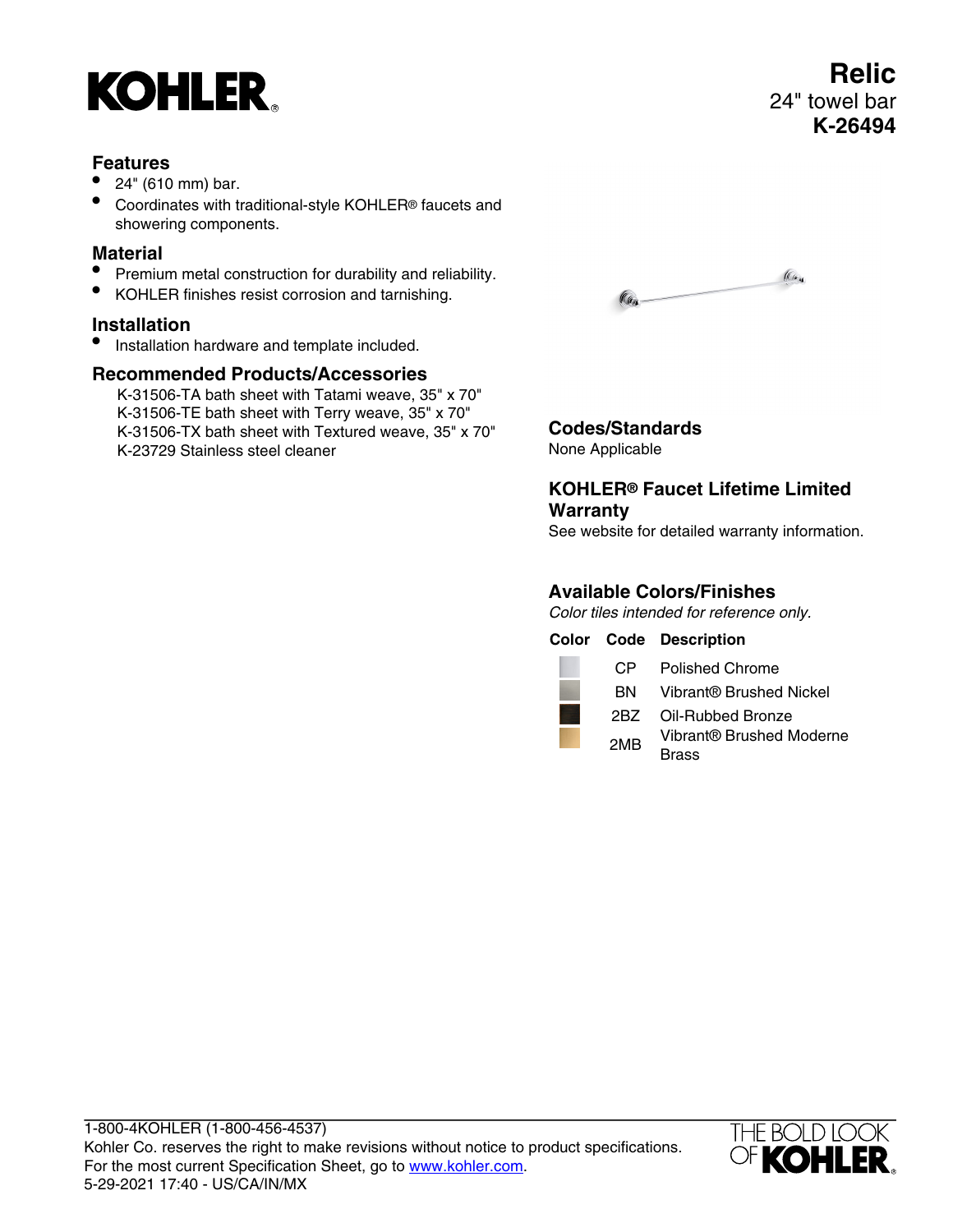KOHLER

# Relic

24" towel bar

**K-26494**

## Features

- 24" (610 mm) bar.
- Coordinates with traditional-style KOHLER® faucets and showering components.

## Material

- Premium metal construction for durability and reliability.
- KOHLER finishes resist corrosion and tarnishing.

## Installation

- Installation hardware and template included.

## Recommended Products/Accessories

K-31506-TA bath sheet with Tatami weave, 35" x 70"
K-31506-TE bath sheet with Terry weave, 35" x 70"
K-31506-TX bath sheet with Textured weave, 35" x 70"
K-23729 Stainless steel cleaner

## Codes/Standards

None Applicable

## KOHLER® Faucet Lifetime Limited Warranty

See website for detailed warranty information.

## Available Colors/Finishes

*Color tiles intended for reference only.*

| Color | Code | Description |
| --- | --- | --- |
| | CP | Polished Chrome |
| | BN | Vibrant® Brushed Nickel |
| | 2BZ | Oil-Rubbed Bronze |
| | 2MB | Vibrant® Brushed Moderne Brass |

1-800-4KOHLER (1-800-456-4537)
Kohler Co. reserves the right to make revisions without notice to product specifications.
For the most current Specification Sheet, go to www.kohler.com.
5-29-2021 17:40 - US/CA/IN/MX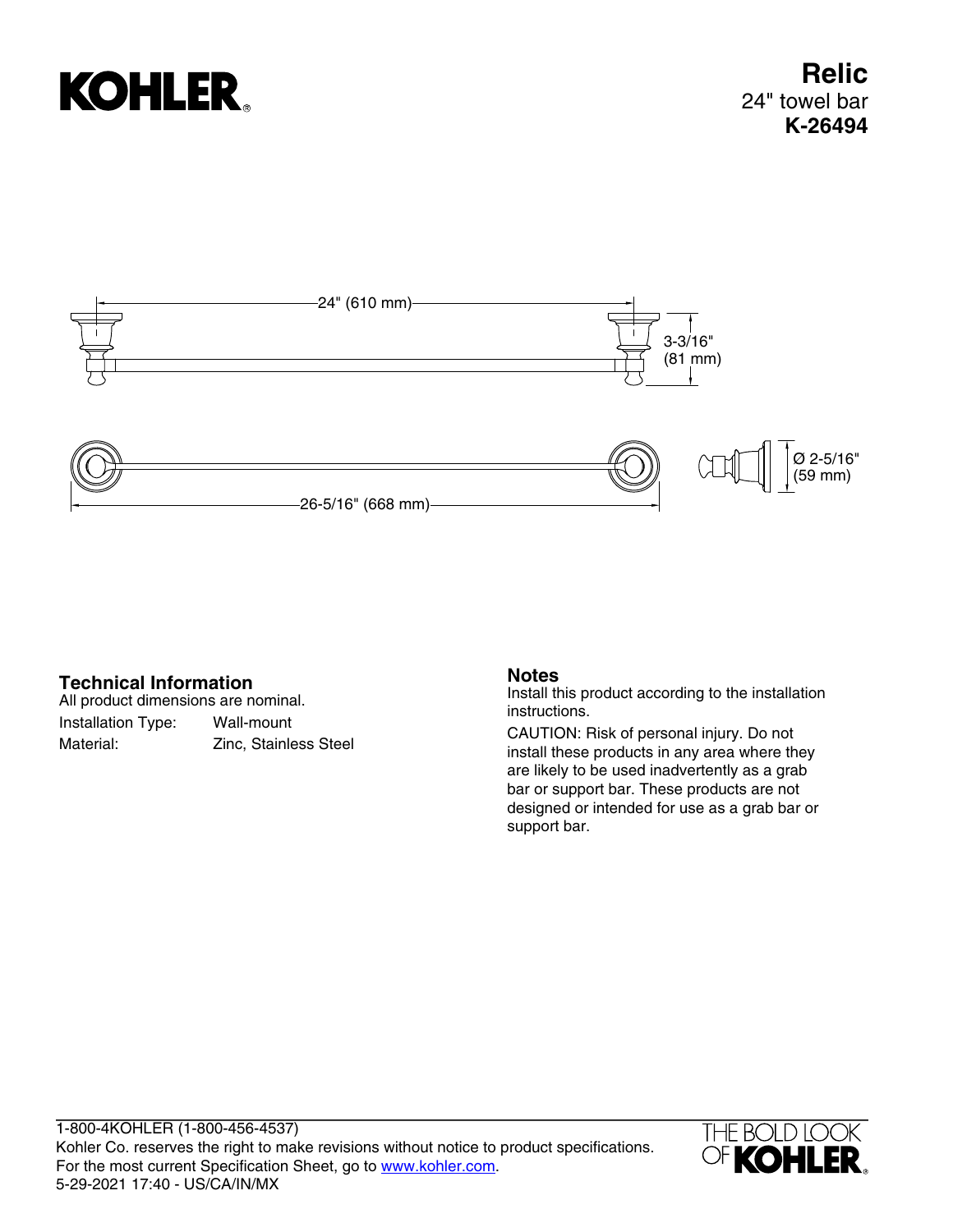# Relic

24" towel bar

**K-26494**

24" (610 mm)

3-3/16" (81 mm)

26-5/16" (668 mm)

Ø 2-5/16" (59 mm)

## Technical Information

All product dimensions are nominal.

| | |
|---|---|
| Installation Type: | Wall-mount |
| Material: | Zinc, Stainless Steel |

## Notes

Install this product according to the installation instructions.

CAUTION: Risk of personal injury. Do not install these products in any area where they are likely to be used inadvertently as a grab bar or support bar. These products are not designed or intended for use as a grab bar or support bar.

1-800-4KOHLER (1-800-456-4537)
Kohler Co. reserves the right to make revisions without notice to product specifications.
For the most current Specification Sheet, go to www.kohler.com.
5-29-2021 17:40 - US/CA/IN/MX